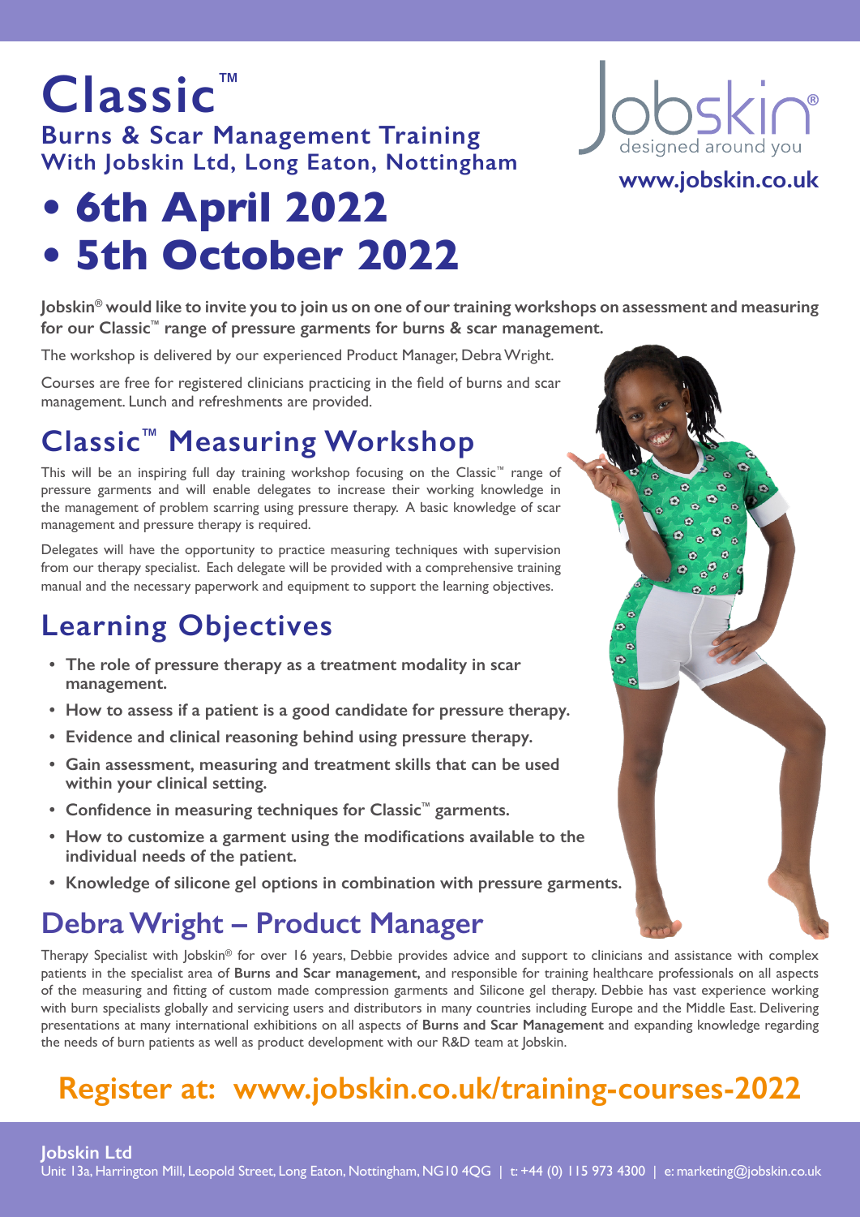# Classic™

## Burns & Scar Management Training With Jobskin Ltd, Long Eaton, Nottingham

# • 6th April 2022
# • 5th October 2022

Jobskin designed around you

**www.jobskin.co.uk**

**Jobskin® would like to invite you to join us on one of our training workshops on assessment and measuring for our Classic™ range of pressure garments for burns & scar management.**

The workshop is delivered by our experienced Product Manager, Debra Wright.

Courses are free for registered clinicians practicing in the field of burns and scar management. Lunch and refreshments are provided.

## Classic™ Measuring Workshop

This will be an inspiring full day training workshop focusing on the Classic™ range of pressure garments and will enable delegates to increase their working knowledge in the management of problem scarring using pressure therapy. A basic knowledge of scar management and pressure therapy is required.

Delegates will have the opportunity to practice measuring techniques with supervision from our therapy specialist. Each delegate will be provided with a comprehensive training manual and the necessary paperwork and equipment to support the learning objectives.

## Learning Objectives

- **The role of pressure therapy as a treatment modality in scar management.**
- **How to assess if a patient is a good candidate for pressure therapy.**
- **Evidence and clinical reasoning behind using pressure therapy.**
- **Gain assessment, measuring and treatment skills that can be used within your clinical setting.**
- **Confidence in measuring techniques for Classic™ garments.**
- **How to customize a garment using the modifications available to the individual needs of the patient.**
- **Knowledge of silicone gel options in combination with pressure garments.**

## Debra Wright – Product Manager

Therapy Specialist with Jobskin® for over 16 years, Debbie provides advice and support to clinicians and assistance with complex patients in the specialist area of **Burns and Scar management,** and responsible for training healthcare professionals on all aspects of the measuring and fitting of custom made compression garments and Silicone gel therapy. Debbie has vast experience working with burn specialists globally and servicing users and distributors in many countries including Europe and the Middle East. Delivering presentations at many international exhibitions on all aspects of **Burns and Scar Management** and expanding knowledge regarding the needs of burn patients as well as product development with our R&D team at Jobskin.

## Register at: www.jobskin.co.uk/training-courses-2022

**Jobskin Ltd**
Unit 13a, Harrington Mill, Leopold Street, Long Eaton, Nottingham, NG10 4QG | t: +44 (0) 115 973 4300 | e: marketing@jobskin.co.uk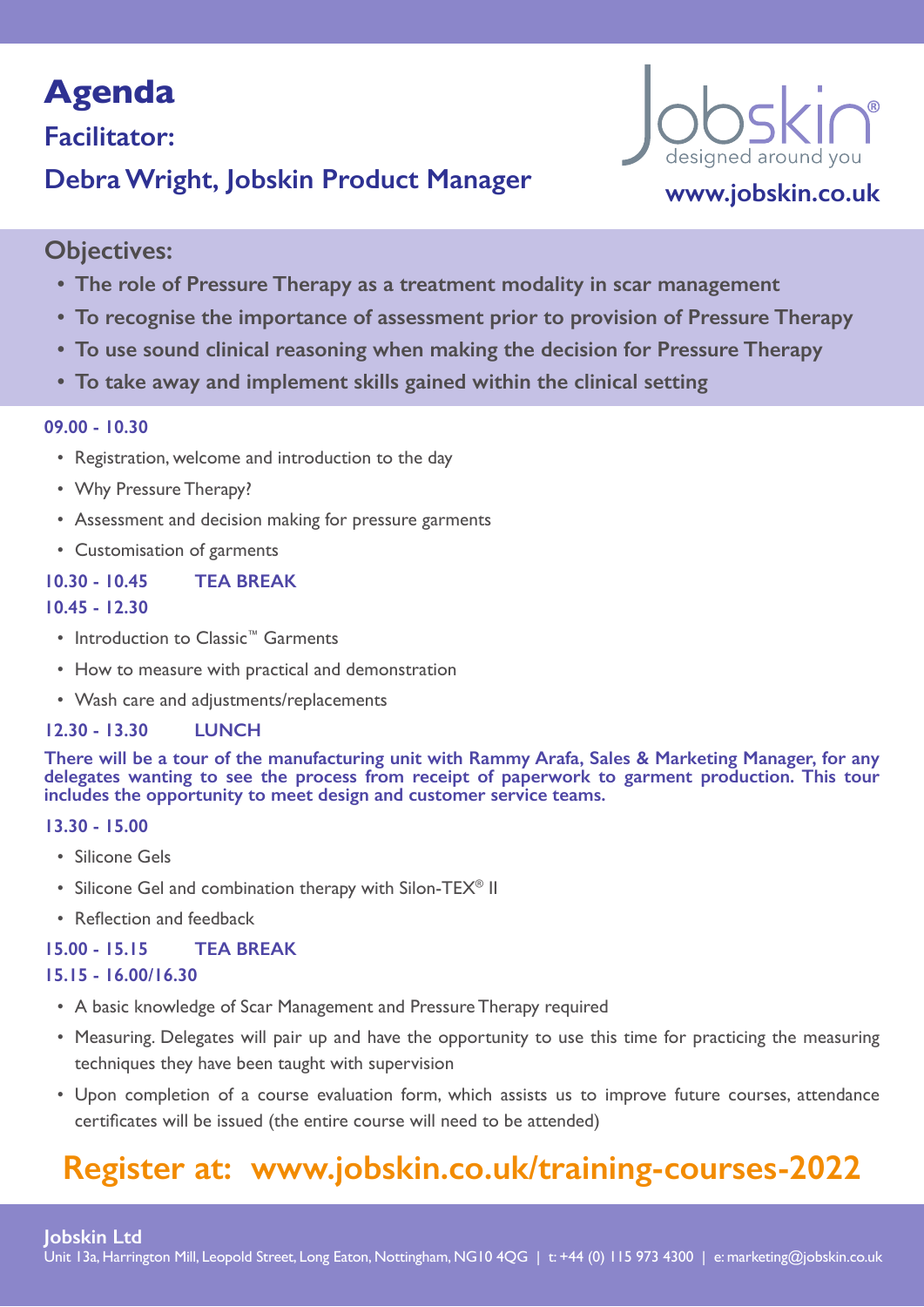# Agenda

## Facilitator:

## Debra Wright, Jobskin Product Manager

Jobskin® designed around you

**www.jobskin.co.uk**

## Objectives:

- **The role of Pressure Therapy as a treatment modality in scar management**
- **To recognise the importance of assessment prior to provision of Pressure Therapy**
- **To use sound clinical reasoning when making the decision for Pressure Therapy**
- **To take away and implement skills gained within the clinical setting**

**09.00 - 10.30**

- Registration, welcome and introduction to the day
- Why Pressure Therapy?
- Assessment and decision making for pressure garments
- Customisation of garments

**10.30 - 10.45 TEA BREAK**

**10.45 - 12.30**

- Introduction to Classic™ Garments
- How to measure with practical and demonstration
- Wash care and adjustments/replacements

**12.30 - 13.30 LUNCH**

**There will be a tour of the manufacturing unit with Rammy Arafa, Sales & Marketing Manager, for any delegates wanting to see the process from receipt of paperwork to garment production. This tour includes the opportunity to meet design and customer service teams.**

**13.30 - 15.00**

- Silicone Gels
- Silicone Gel and combination therapy with Silon-TEX® II
- Reflection and feedback

**15.00 - 15.15 TEA BREAK**

**15.15 - 16.00/16.30**

- A basic knowledge of Scar Management and Pressure Therapy required
- Measuring. Delegates will pair up and have the opportunity to use this time for practicing the measuring techniques they have been taught with supervision
- Upon completion of a course evaluation form, which assists us to improve future courses, attendance certificates will be issued (the entire course will need to be attended)

## Register at: www.jobskin.co.uk/training-courses-2022

**Jobskin Ltd**
Unit 13a, Harrington Mill, Leopold Street, Long Eaton, Nottingham, NG10 4QG | t: +44 (0) 115 973 4300 | e: marketing@jobskin.co.uk